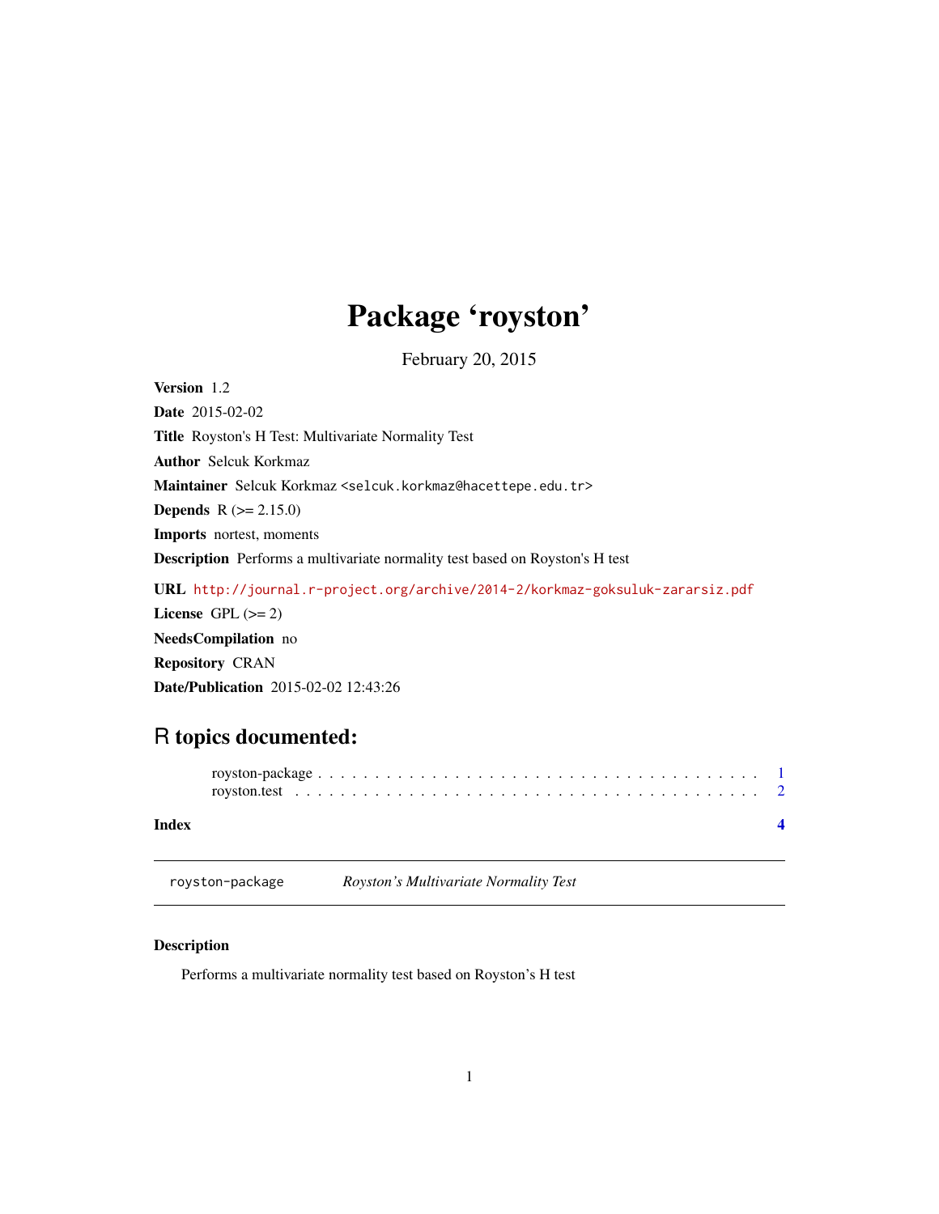# Package 'royston'

February 20, 2015

**Version** 1.2

**Date** 2015-02-02

**Title** Royston's H Test: Multivariate Normality Test

**Author** Selcuk Korkmaz

**Maintainer** Selcuk Korkmaz <selcuk.korkmaz@hacettepe.edu.tr>

**Depends** R (>= 2.15.0)

**Imports** nortest, moments

**Description** Performs a multivariate normality test based on Royston's H test

**URL** http://journal.r-project.org/archive/2014-2/korkmaz-goksuluk-zararsiz.pdf

**License** GPL (>= 2)

**NeedsCompilation** no

**Repository** CRAN

**Date/Publication** 2015-02-02 12:43:26

## R topics documented:

royston-package . . . . . . . . . . . . . . . . . . . . . . . . . . . . . . . . . . . . . . 1
royston.test . . . . . . . . . . . . . . . . . . . . . . . . . . . . . . . . . . . . . . . . 2

**Index** 4

---

royston-package *Royston's Multivariate Normality Test*

---

### Description

Performs a multivariate normality test based on Royston's H test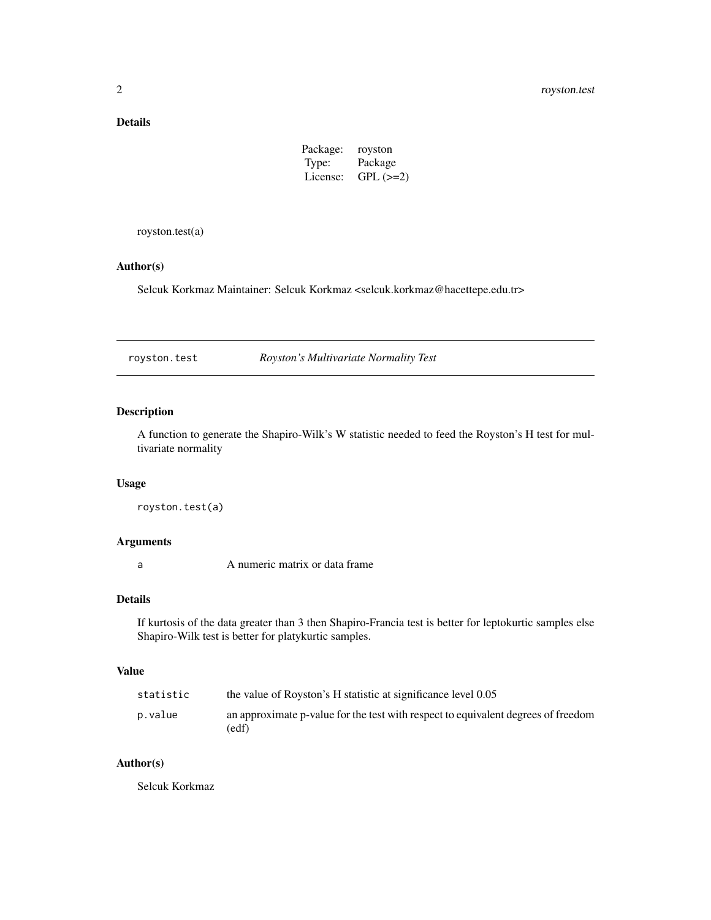### Details

| | |
|---|---|
| Package: | royston |
| Type: | Package |
| License: | GPL (>=2) |

royston.test(a)

### Author(s)

Selcuk Korkmaz Maintainer: Selcuk Korkmaz <selcuk.korkmaz@hacettepe.edu.tr>

---

## royston.test — *Royston's Multivariate Normality Test*

### Description

A function to generate the Shapiro-Wilk's W statistic needed to feed the Royston's H test for multivariate normality

### Usage

```
royston.test(a)
```

### Arguments

| | |
|---|---|
| `a` | A numeric matrix or data frame |

### Details

If kurtosis of the data greater than 3 then Shapiro-Francia test is better for leptokurtic samples else Shapiro-Wilk test is better for platykurtic samples.

### Value

| | |
|---|---|
| `statistic` | the value of Royston's H statistic at significance level 0.05 |
| `p.value` | an approximate p-value for the test with respect to equivalent degrees of freedom (edf) |

### Author(s)

Selcuk Korkmaz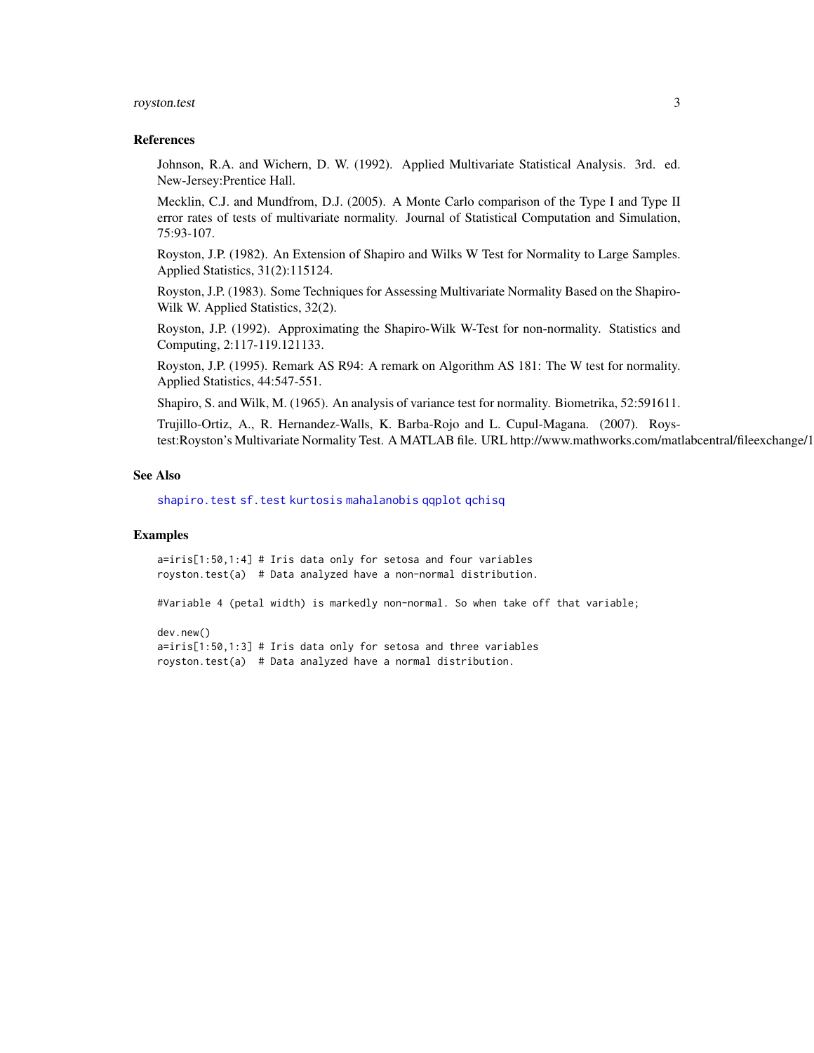## References

Johnson, R.A. and Wichern, D. W. (1992). Applied Multivariate Statistical Analysis. 3rd. ed. New-Jersey:Prentice Hall.

Mecklin, C.J. and Mundfrom, D.J. (2005). A Monte Carlo comparison of the Type I and Type II error rates of tests of multivariate normality. Journal of Statistical Computation and Simulation, 75:93-107.

Royston, J.P. (1982). An Extension of Shapiro and Wilks W Test for Normality to Large Samples. Applied Statistics, 31(2):115124.

Royston, J.P. (1983). Some Techniques for Assessing Multivariate Normality Based on the Shapiro-Wilk W. Applied Statistics, 32(2).

Royston, J.P. (1992). Approximating the Shapiro-Wilk W-Test for non-normality. Statistics and Computing, 2:117-119.121133.

Royston, J.P. (1995). Remark AS R94: A remark on Algorithm AS 181: The W test for normality. Applied Statistics, 44:547-551.

Shapiro, S. and Wilk, M. (1965). An analysis of variance test for normality. Biometrika, 52:591611.

Trujillo-Ortiz, A., R. Hernandez-Walls, K. Barba-Rojo and L. Cupul-Magana. (2007). Roystest:Royston's Multivariate Normality Test. A MATLAB file. URL http://www.mathworks.com/matlabcentral/fileexchange/1

## See Also

shapiro.test sf.test kurtosis mahalanobis qqplot qchisq

## Examples

```
a=iris[1:50,1:4] # Iris data only for setosa and four variables
royston.test(a)  # Data analyzed have a non-normal distribution.

#Variable 4 (petal width) is markedly non-normal. So when take off that variable;

dev.new()
a=iris[1:50,1:3] # Iris data only for setosa and three variables
royston.test(a)  # Data analyzed have a normal distribution.
```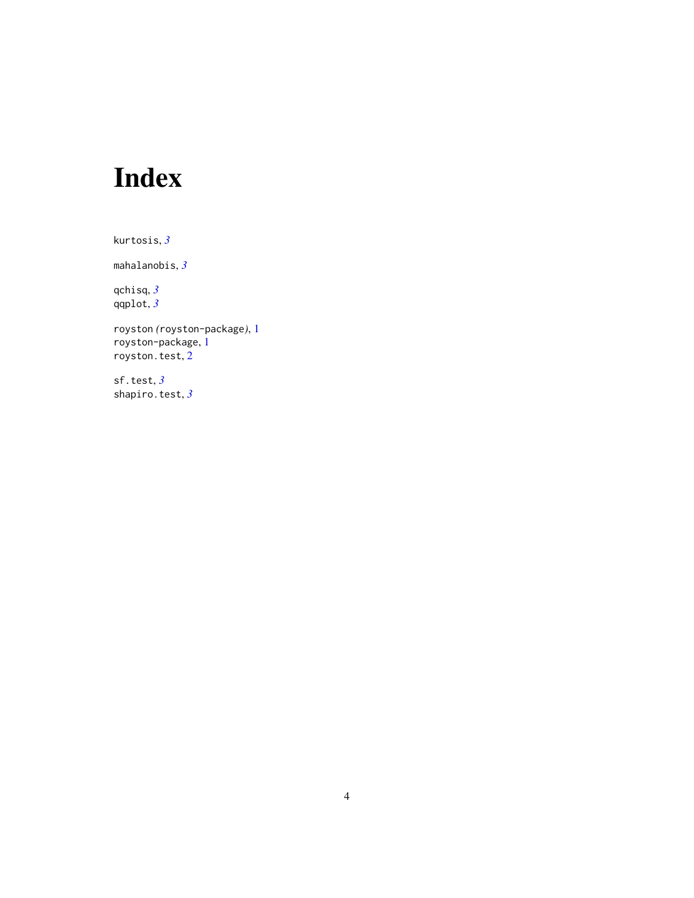# Index

kurtosis, *3*

mahalanobis, *3*

qchisq, *3*
qqplot, *3*

royston *(*royston-package*)*, 1
royston-package, 1
royston.test, 2

sf.test, *3*
shapiro.test, *3*